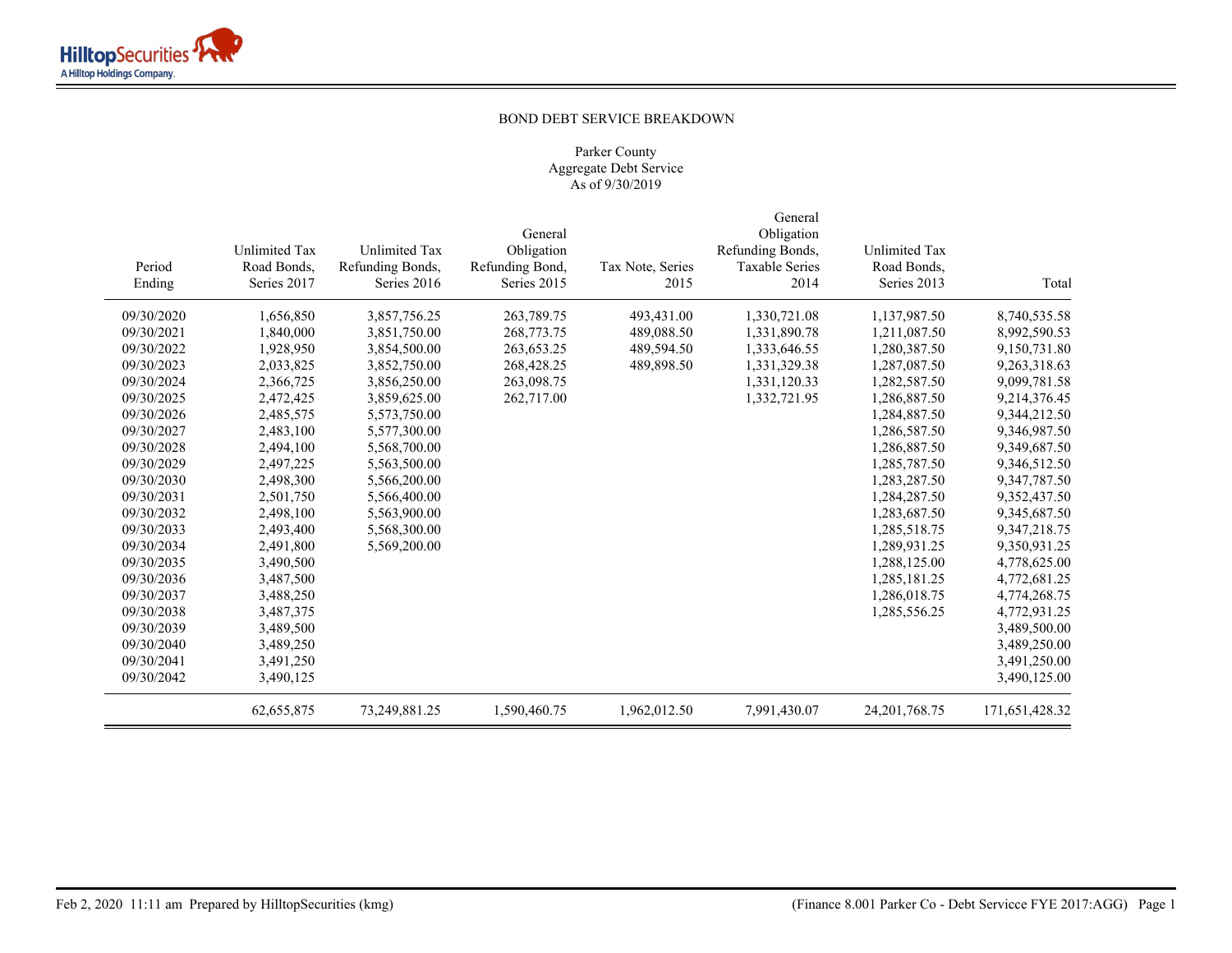BOND DEBT SERVICE BREAKDOWN

Parker County
Aggregate Debt Service
As of 9/30/2019

| Period Ending | Unlimited Tax Road Bonds, Series 2017 | Unlimited Tax Refunding Bonds, Series 2016 | General Obligation Refunding Bond, Series 2015 | Tax Note, Series 2015 | General Obligation Refunding Bonds, Taxable Series 2014 | Unlimited Tax Road Bonds, Series 2013 | Total |
|---|---|---|---|---|---|---|---|
| 09/30/2020 | 1,656,850 | 3,857,756.25 | 263,789.75 | 493,431.00 | 1,330,721.08 | 1,137,987.50 | 8,740,535.58 |
| 09/30/2021 | 1,840,000 | 3,851,750.00 | 268,773.75 | 489,088.50 | 1,331,890.78 | 1,211,087.50 | 8,992,590.53 |
| 09/30/2022 | 1,928,950 | 3,854,500.00 | 263,653.25 | 489,594.50 | 1,333,646.55 | 1,280,387.50 | 9,150,731.80 |
| 09/30/2023 | 2,033,825 | 3,852,750.00 | 268,428.25 | 489,898.50 | 1,331,329.38 | 1,287,087.50 | 9,263,318.63 |
| 09/30/2024 | 2,366,725 | 3,856,250.00 | 263,098.75 | | 1,331,120.33 | 1,282,587.50 | 9,099,781.58 |
| 09/30/2025 | 2,472,425 | 3,859,625.00 | 262,717.00 | | 1,332,721.95 | 1,286,887.50 | 9,214,376.45 |
| 09/30/2026 | 2,485,575 | 5,573,750.00 | | | | 1,284,887.50 | 9,344,212.50 |
| 09/30/2027 | 2,483,100 | 5,577,300.00 | | | | 1,286,587.50 | 9,346,987.50 |
| 09/30/2028 | 2,494,100 | 5,568,700.00 | | | | 1,286,887.50 | 9,349,687.50 |
| 09/30/2029 | 2,497,225 | 5,563,500.00 | | | | 1,285,787.50 | 9,346,512.50 |
| 09/30/2030 | 2,498,300 | 5,566,200.00 | | | | 1,283,287.50 | 9,347,787.50 |
| 09/30/2031 | 2,501,750 | 5,566,400.00 | | | | 1,284,287.50 | 9,352,437.50 |
| 09/30/2032 | 2,498,100 | 5,563,900.00 | | | | 1,283,687.50 | 9,345,687.50 |
| 09/30/2033 | 2,493,400 | 5,568,300.00 | | | | 1,285,518.75 | 9,347,218.75 |
| 09/30/2034 | 2,491,800 | 5,569,200.00 | | | | 1,289,931.25 | 9,350,931.25 |
| 09/30/2035 | 3,490,500 | | | | | 1,288,125.00 | 4,778,625.00 |
| 09/30/2036 | 3,487,500 | | | | | 1,285,181.25 | 4,772,681.25 |
| 09/30/2037 | 3,488,250 | | | | | 1,286,018.75 | 4,774,268.75 |
| 09/30/2038 | 3,487,375 | | | | | 1,285,556.25 | 4,772,931.25 |
| 09/30/2039 | 3,489,500 | | | | | | 3,489,500.00 |
| 09/30/2040 | 3,489,250 | | | | | | 3,489,250.00 |
| 09/30/2041 | 3,491,250 | | | | | | 3,491,250.00 |
| 09/30/2042 | 3,490,125 | | | | | | 3,490,125.00 |
| | 62,655,875 | 73,249,881.25 | 1,590,460.75 | 1,962,012.50 | 7,991,430.07 | 24,201,768.75 | 171,651,428.32 |

Feb 2, 2020 11:11 am Prepared by HilltopSecurities (kmg) (Finance 8.001 Parker Co - Debt Servicce FYE 2017:AGG)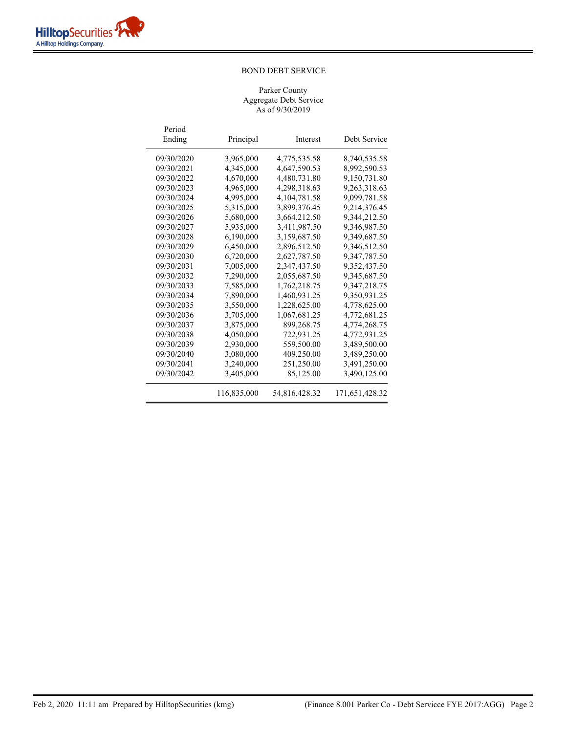# BOND DEBT SERVICE

Parker County
Aggregate Debt Service
As of 9/30/2019

| Period Ending | Principal | Interest | Debt Service |
|---|---|---|---|
| 09/30/2020 | 3,965,000 | 4,775,535.58 | 8,740,535.58 |
| 09/30/2021 | 4,345,000 | 4,647,590.53 | 8,992,590.53 |
| 09/30/2022 | 4,670,000 | 4,480,731.80 | 9,150,731.80 |
| 09/30/2023 | 4,965,000 | 4,298,318.63 | 9,263,318.63 |
| 09/30/2024 | 4,995,000 | 4,104,781.58 | 9,099,781.58 |
| 09/30/2025 | 5,315,000 | 3,899,376.45 | 9,214,376.45 |
| 09/30/2026 | 5,680,000 | 3,664,212.50 | 9,344,212.50 |
| 09/30/2027 | 5,935,000 | 3,411,987.50 | 9,346,987.50 |
| 09/30/2028 | 6,190,000 | 3,159,687.50 | 9,349,687.50 |
| 09/30/2029 | 6,450,000 | 2,896,512.50 | 9,346,512.50 |
| 09/30/2030 | 6,720,000 | 2,627,787.50 | 9,347,787.50 |
| 09/30/2031 | 7,005,000 | 2,347,437.50 | 9,352,437.50 |
| 09/30/2032 | 7,290,000 | 2,055,687.50 | 9,345,687.50 |
| 09/30/2033 | 7,585,000 | 1,762,218.75 | 9,347,218.75 |
| 09/30/2034 | 7,890,000 | 1,460,931.25 | 9,350,931.25 |
| 09/30/2035 | 3,550,000 | 1,228,625.00 | 4,778,625.00 |
| 09/30/2036 | 3,705,000 | 1,067,681.25 | 4,772,681.25 |
| 09/30/2037 | 3,875,000 | 899,268.75 | 4,774,268.75 |
| 09/30/2038 | 4,050,000 | 722,931.25 | 4,772,931.25 |
| 09/30/2039 | 2,930,000 | 559,500.00 | 3,489,500.00 |
| 09/30/2040 | 3,080,000 | 409,250.00 | 3,489,250.00 |
| 09/30/2041 | 3,240,000 | 251,250.00 | 3,491,250.00 |
| 09/30/2042 | 3,405,000 | 85,125.00 | 3,490,125.00 |
| | 116,835,000 | 54,816,428.32 | 171,651,428.32 |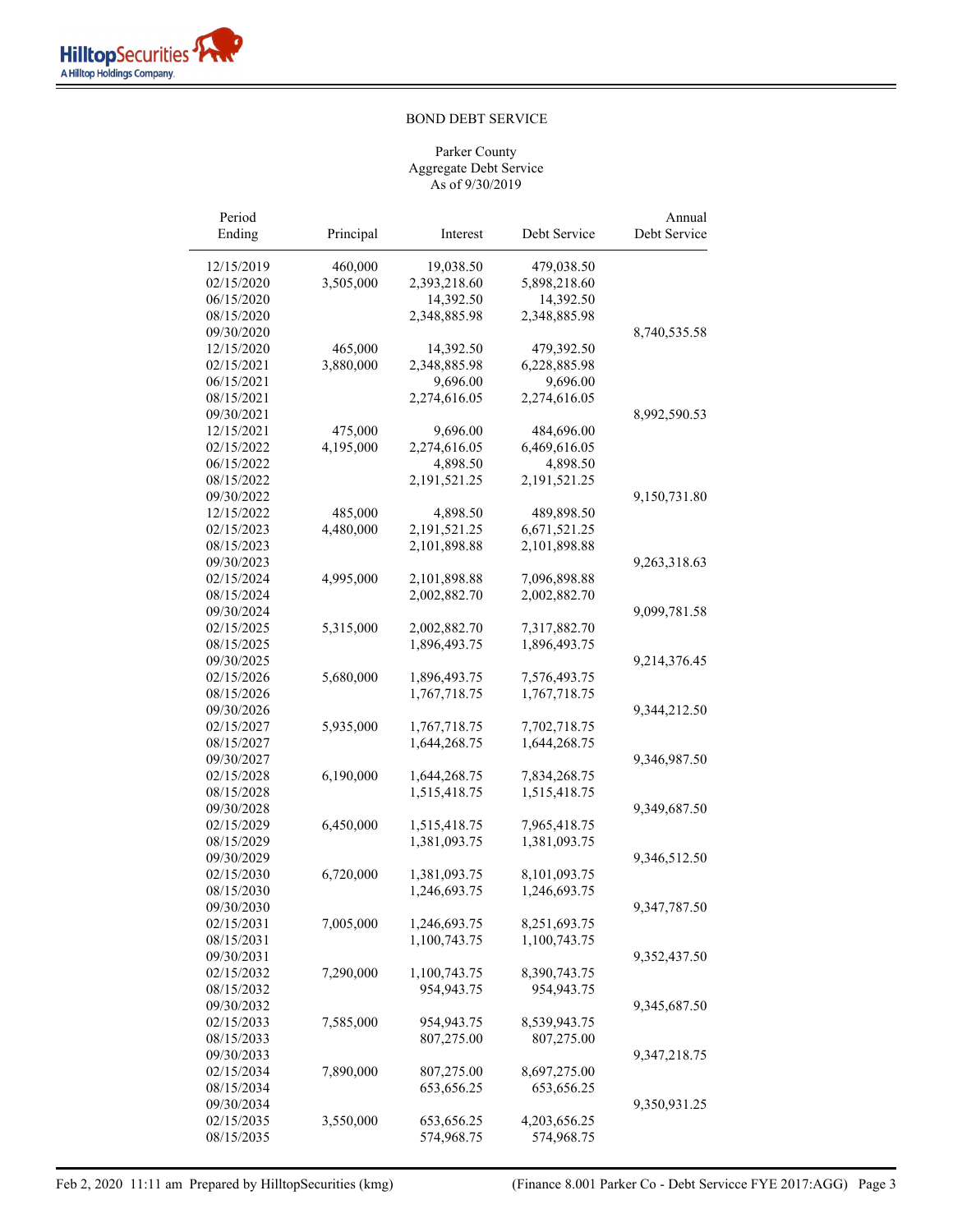BOND DEBT SERVICE

Parker County
Aggregate Debt Service
As of 9/30/2019

| Period Ending | Principal | Interest | Debt Service | Annual Debt Service |
|---|---|---|---|---|
| 12/15/2019 | 460,000 | 19,038.50 | 479,038.50 | |
| 02/15/2020 | 3,505,000 | 2,393,218.60 | 5,898,218.60 | |
| 06/15/2020 | | 14,392.50 | 14,392.50 | |
| 08/15/2020 | | 2,348,885.98 | 2,348,885.98 | |
| 09/30/2020 | | | | 8,740,535.58 |
| 12/15/2020 | 465,000 | 14,392.50 | 479,392.50 | |
| 02/15/2021 | 3,880,000 | 2,348,885.98 | 6,228,885.98 | |
| 06/15/2021 | | 9,696.00 | 9,696.00 | |
| 08/15/2021 | | 2,274,616.05 | 2,274,616.05 | |
| 09/30/2021 | | | | 8,992,590.53 |
| 12/15/2021 | 475,000 | 9,696.00 | 484,696.00 | |
| 02/15/2022 | 4,195,000 | 2,274,616.05 | 6,469,616.05 | |
| 06/15/2022 | | 4,898.50 | 4,898.50 | |
| 08/15/2022 | | 2,191,521.25 | 2,191,521.25 | |
| 09/30/2022 | | | | 9,150,731.80 |
| 12/15/2022 | 485,000 | 4,898.50 | 489,898.50 | |
| 02/15/2023 | 4,480,000 | 2,191,521.25 | 6,671,521.25 | |
| 08/15/2023 | | 2,101,898.88 | 2,101,898.88 | |
| 09/30/2023 | | | | 9,263,318.63 |
| 02/15/2024 | 4,995,000 | 2,101,898.88 | 7,096,898.88 | |
| 08/15/2024 | | 2,002,882.70 | 2,002,882.70 | |
| 09/30/2024 | | | | 9,099,781.58 |
| 02/15/2025 | 5,315,000 | 2,002,882.70 | 7,317,882.70 | |
| 08/15/2025 | | 1,896,493.75 | 1,896,493.75 | |
| 09/30/2025 | | | | 9,214,376.45 |
| 02/15/2026 | 5,680,000 | 1,896,493.75 | 7,576,493.75 | |
| 08/15/2026 | | 1,767,718.75 | 1,767,718.75 | |
| 09/30/2026 | | | | 9,344,212.50 |
| 02/15/2027 | 5,935,000 | 1,767,718.75 | 7,702,718.75 | |
| 08/15/2027 | | 1,644,268.75 | 1,644,268.75 | |
| 09/30/2027 | | | | 9,346,987.50 |
| 02/15/2028 | 6,190,000 | 1,644,268.75 | 7,834,268.75 | |
| 08/15/2028 | | 1,515,418.75 | 1,515,418.75 | |
| 09/30/2028 | | | | 9,349,687.50 |
| 02/15/2029 | 6,450,000 | 1,515,418.75 | 7,965,418.75 | |
| 08/15/2029 | | 1,381,093.75 | 1,381,093.75 | |
| 09/30/2029 | | | | 9,346,512.50 |
| 02/15/2030 | 6,720,000 | 1,381,093.75 | 8,101,093.75 | |
| 08/15/2030 | | 1,246,693.75 | 1,246,693.75 | |
| 09/30/2030 | | | | 9,347,787.50 |
| 02/15/2031 | 7,005,000 | 1,246,693.75 | 8,251,693.75 | |
| 08/15/2031 | | 1,100,743.75 | 1,100,743.75 | |
| 09/30/2031 | | | | 9,352,437.50 |
| 02/15/2032 | 7,290,000 | 1,100,743.75 | 8,390,743.75 | |
| 08/15/2032 | | 954,943.75 | 954,943.75 | |
| 09/30/2032 | | | | 9,345,687.50 |
| 02/15/2033 | 7,585,000 | 954,943.75 | 8,539,943.75 | |
| 08/15/2033 | | 807,275.00 | 807,275.00 | |
| 09/30/2033 | | | | 9,347,218.75 |
| 02/15/2034 | 7,890,000 | 807,275.00 | 8,697,275.00 | |
| 08/15/2034 | | 653,656.25 | 653,656.25 | |
| 09/30/2034 | | | | 9,350,931.25 |
| 02/15/2035 | 3,550,000 | 653,656.25 | 4,203,656.25 | |
| 08/15/2035 | | 574,968.75 | 574,968.75 | |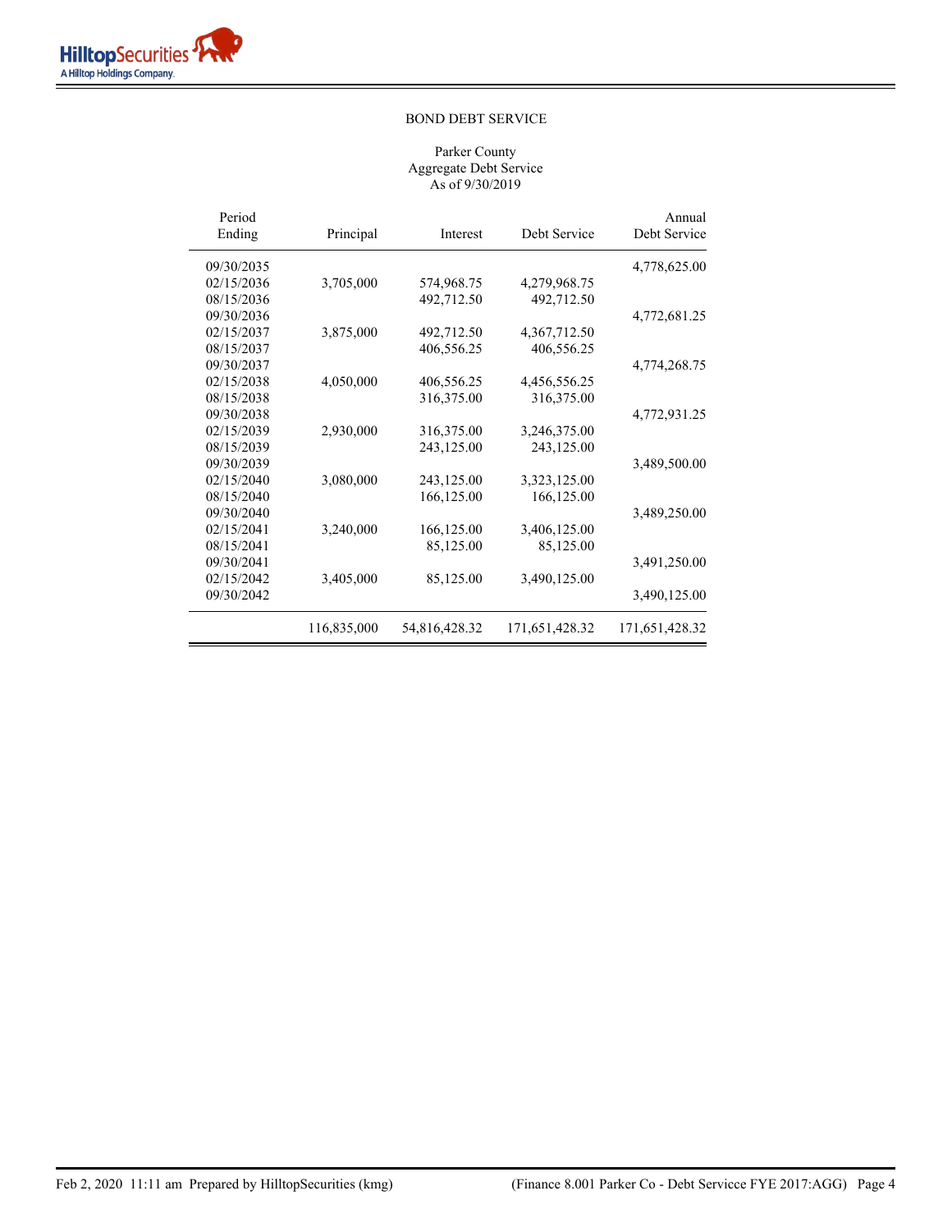BOND DEBT SERVICE

Parker County
Aggregate Debt Service
As of 9/30/2019

| Period Ending | Principal | Interest | Debt Service | Annual Debt Service |
|---|---|---|---|---|
| 09/30/2035 | | | | 4,778,625.00 |
| 02/15/2036 | 3,705,000 | 574,968.75 | 4,279,968.75 | |
| 08/15/2036 | | 492,712.50 | 492,712.50 | |
| 09/30/2036 | | | | 4,772,681.25 |
| 02/15/2037 | 3,875,000 | 492,712.50 | 4,367,712.50 | |
| 08/15/2037 | | 406,556.25 | 406,556.25 | |
| 09/30/2037 | | | | 4,774,268.75 |
| 02/15/2038 | 4,050,000 | 406,556.25 | 4,456,556.25 | |
| 08/15/2038 | | 316,375.00 | 316,375.00 | |
| 09/30/2038 | | | | 4,772,931.25 |
| 02/15/2039 | 2,930,000 | 316,375.00 | 3,246,375.00 | |
| 08/15/2039 | | 243,125.00 | 243,125.00 | |
| 09/30/2039 | | | | 3,489,500.00 |
| 02/15/2040 | 3,080,000 | 243,125.00 | 3,323,125.00 | |
| 08/15/2040 | | 166,125.00 | 166,125.00 | |
| 09/30/2040 | | | | 3,489,250.00 |
| 02/15/2041 | 3,240,000 | 166,125.00 | 3,406,125.00 | |
| 08/15/2041 | | 85,125.00 | 85,125.00 | |
| 09/30/2041 | | | | 3,491,250.00 |
| 02/15/2042 | 3,405,000 | 85,125.00 | 3,490,125.00 | |
| 09/30/2042 | | | | 3,490,125.00 |
| | 116,835,000 | 54,816,428.32 | 171,651,428.32 | 171,651,428.32 |

Feb 2, 2020 11:11 am Prepared by HilltopSecurities (kmg) (Finance 8.001 Parker Co - Debt Servicce FYE 2017:AGG)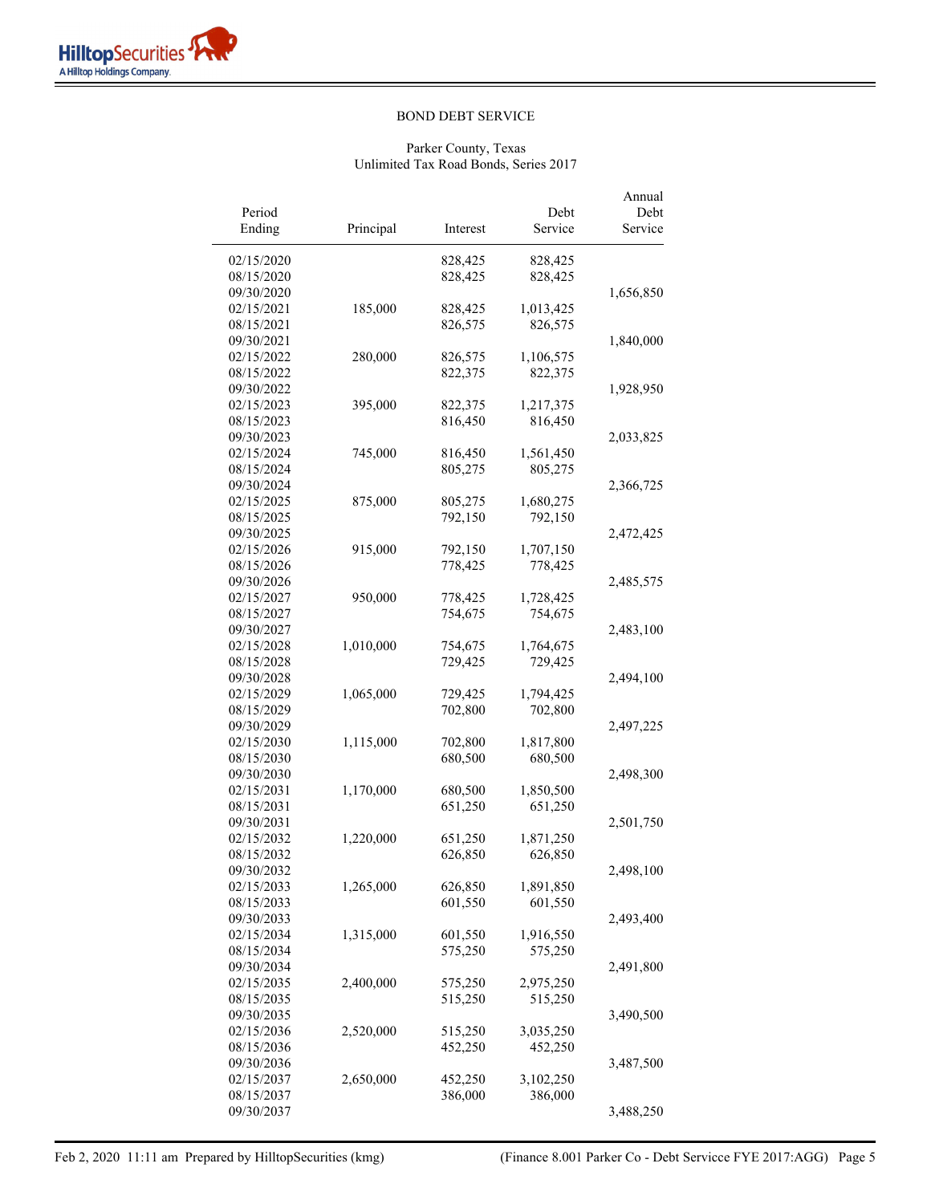BOND DEBT SERVICE

Parker County, Texas
Unlimited Tax Road Bonds, Series 2017

| Period Ending | Principal | Interest | Debt Service | Annual Debt Service |
|---|---|---|---|---|
| 02/15/2020 | | 828,425 | 828,425 | |
| 08/15/2020 | | 828,425 | 828,425 | |
| 09/30/2020 | | | | 1,656,850 |
| 02/15/2021 | 185,000 | 828,425 | 1,013,425 | |
| 08/15/2021 | | 826,575 | 826,575 | |
| 09/30/2021 | | | | 1,840,000 |
| 02/15/2022 | 280,000 | 826,575 | 1,106,575 | |
| 08/15/2022 | | 822,375 | 822,375 | |
| 09/30/2022 | | | | 1,928,950 |
| 02/15/2023 | 395,000 | 822,375 | 1,217,375 | |
| 08/15/2023 | | 816,450 | 816,450 | |
| 09/30/2023 | | | | 2,033,825 |
| 02/15/2024 | 745,000 | 816,450 | 1,561,450 | |
| 08/15/2024 | | 805,275 | 805,275 | |
| 09/30/2024 | | | | 2,366,725 |
| 02/15/2025 | 875,000 | 805,275 | 1,680,275 | |
| 08/15/2025 | | 792,150 | 792,150 | |
| 09/30/2025 | | | | 2,472,425 |
| 02/15/2026 | 915,000 | 792,150 | 1,707,150 | |
| 08/15/2026 | | 778,425 | 778,425 | |
| 09/30/2026 | | | | 2,485,575 |
| 02/15/2027 | 950,000 | 778,425 | 1,728,425 | |
| 08/15/2027 | | 754,675 | 754,675 | |
| 09/30/2027 | | | | 2,483,100 |
| 02/15/2028 | 1,010,000 | 754,675 | 1,764,675 | |
| 08/15/2028 | | 729,425 | 729,425 | |
| 09/30/2028 | | | | 2,494,100 |
| 02/15/2029 | 1,065,000 | 729,425 | 1,794,425 | |
| 08/15/2029 | | 702,800 | 702,800 | |
| 09/30/2029 | | | | 2,497,225 |
| 02/15/2030 | 1,115,000 | 702,800 | 1,817,800 | |
| 08/15/2030 | | 680,500 | 680,500 | |
| 09/30/2030 | | | | 2,498,300 |
| 02/15/2031 | 1,170,000 | 680,500 | 1,850,500 | |
| 08/15/2031 | | 651,250 | 651,250 | |
| 09/30/2031 | | | | 2,501,750 |
| 02/15/2032 | 1,220,000 | 651,250 | 1,871,250 | |
| 08/15/2032 | | 626,850 | 626,850 | |
| 09/30/2032 | | | | 2,498,100 |
| 02/15/2033 | 1,265,000 | 626,850 | 1,891,850 | |
| 08/15/2033 | | 601,550 | 601,550 | |
| 09/30/2033 | | | | 2,493,400 |
| 02/15/2034 | 1,315,000 | 601,550 | 1,916,550 | |
| 08/15/2034 | | 575,250 | 575,250 | |
| 09/30/2034 | | | | 2,491,800 |
| 02/15/2035 | 2,400,000 | 575,250 | 2,975,250 | |
| 08/15/2035 | | 515,250 | 515,250 | |
| 09/30/2035 | | | | 3,490,500 |
| 02/15/2036 | 2,520,000 | 515,250 | 3,035,250 | |
| 08/15/2036 | | 452,250 | 452,250 | |
| 09/30/2036 | | | | 3,487,500 |
| 02/15/2037 | 2,650,000 | 452,250 | 3,102,250 | |
| 08/15/2037 | | 386,000 | 386,000 | |
| 09/30/2037 | | | | 3,488,250 |

Feb 2, 2020 11:11 am Prepared by HilltopSecurities (kmg) (Finance 8.001 Parker Co - Debt Servicce FYE 2017:AGG)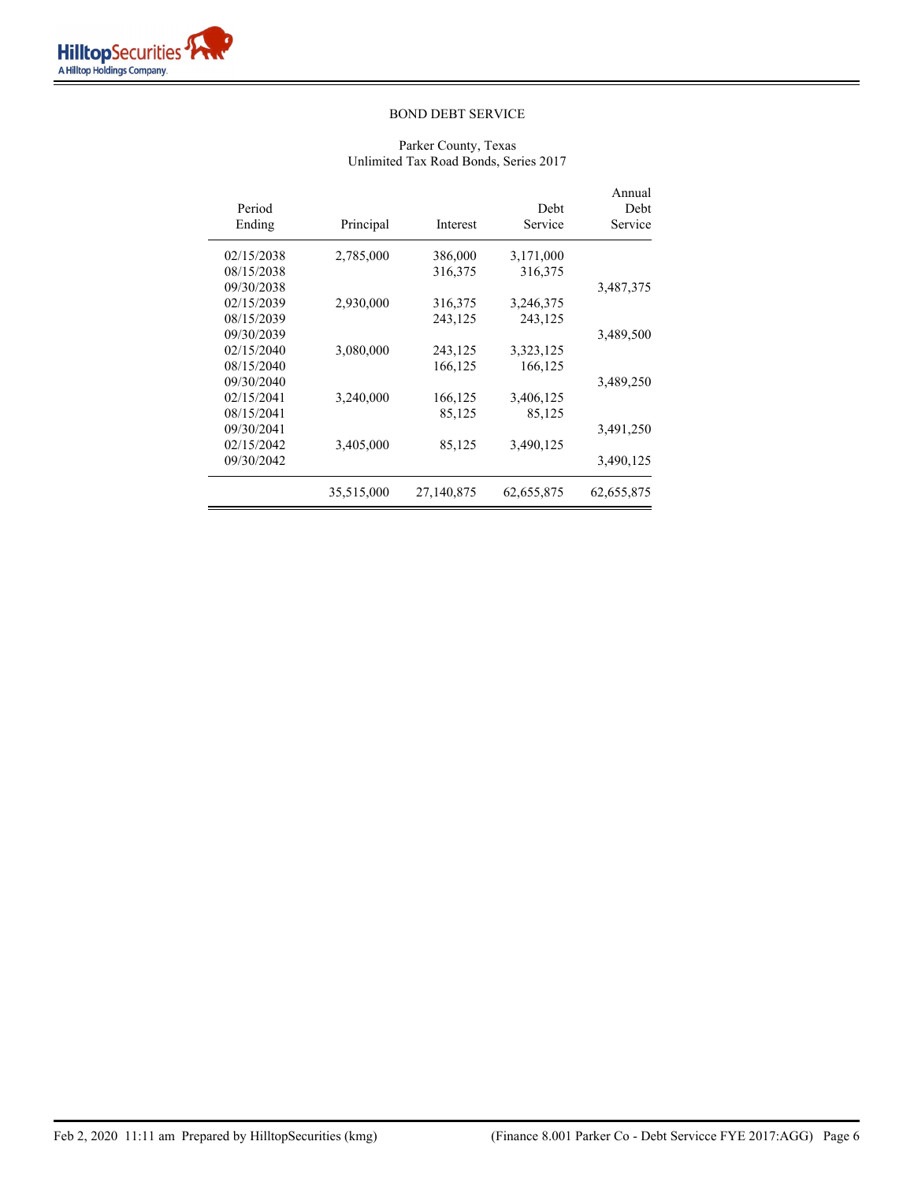BOND DEBT SERVICE

Parker County, Texas
Unlimited Tax Road Bonds, Series 2017

| Period Ending | Principal | Interest | Debt Service | Annual Debt Service |
|---|---|---|---|---|
| 02/15/2038 | 2,785,000 | 386,000 | 3,171,000 | |
| 08/15/2038 | | 316,375 | 316,375 | |
| 09/30/2038 | | | | 3,487,375 |
| 02/15/2039 | 2,930,000 | 316,375 | 3,246,375 | |
| 08/15/2039 | | 243,125 | 243,125 | |
| 09/30/2039 | | | | 3,489,500 |
| 02/15/2040 | 3,080,000 | 243,125 | 3,323,125 | |
| 08/15/2040 | | 166,125 | 166,125 | |
| 09/30/2040 | | | | 3,489,250 |
| 02/15/2041 | 3,240,000 | 166,125 | 3,406,125 | |
| 08/15/2041 | | 85,125 | 85,125 | |
| 09/30/2041 | | | | 3,491,250 |
| 02/15/2042 | 3,405,000 | 85,125 | 3,490,125 | |
| 09/30/2042 | | | | 3,490,125 |
| | 35,515,000 | 27,140,875 | 62,655,875 | 62,655,875 |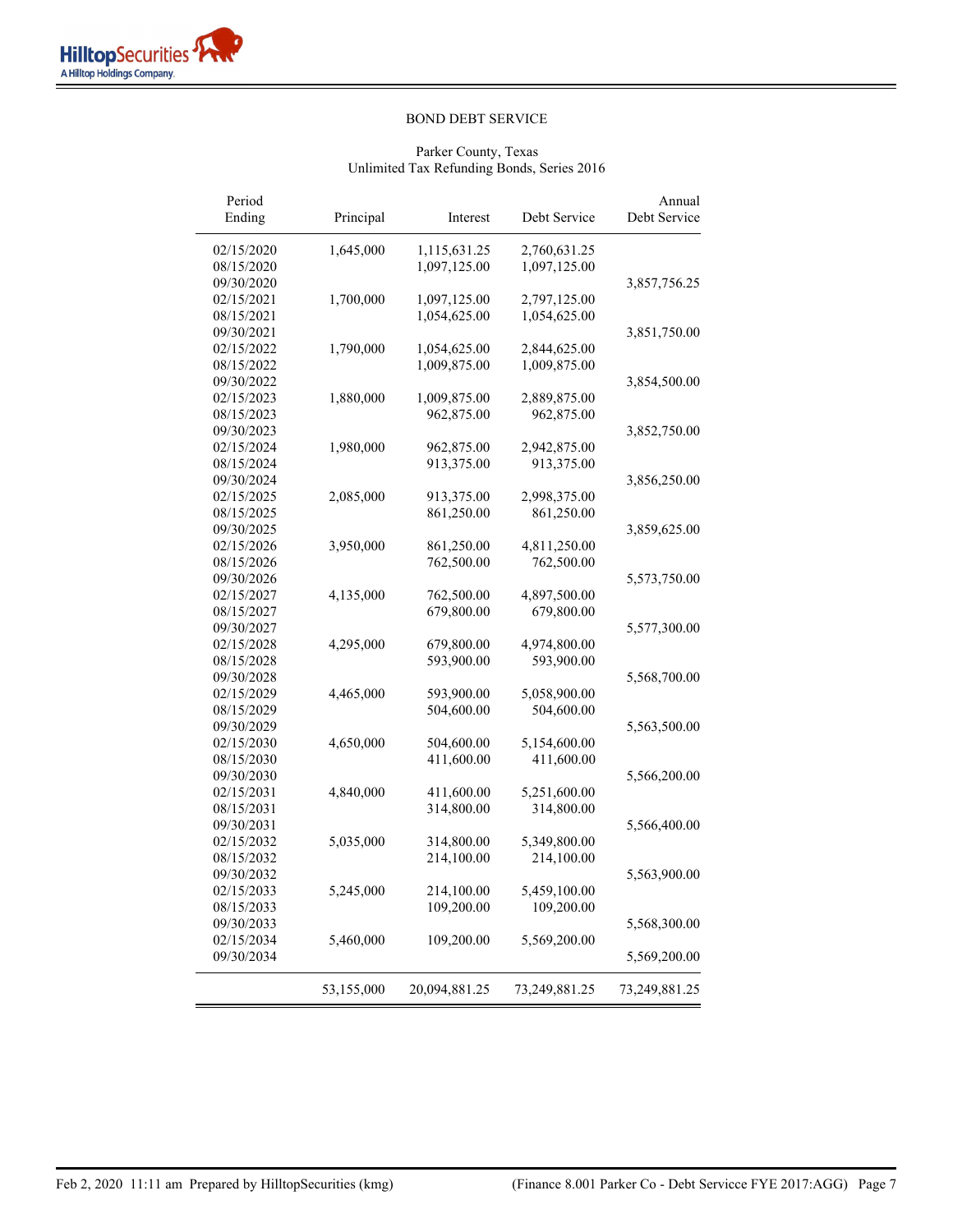BOND DEBT SERVICE

Parker County, Texas
Unlimited Tax Refunding Bonds, Series 2016

| Period Ending | Principal | Interest | Debt Service | Annual Debt Service |
|---|---|---|---|---|
| 02/15/2020 | 1,645,000 | 1,115,631.25 | 2,760,631.25 | |
| 08/15/2020 | | 1,097,125.00 | 1,097,125.00 | |
| 09/30/2020 | | | | 3,857,756.25 |
| 02/15/2021 | 1,700,000 | 1,097,125.00 | 2,797,125.00 | |
| 08/15/2021 | | 1,054,625.00 | 1,054,625.00 | |
| 09/30/2021 | | | | 3,851,750.00 |
| 02/15/2022 | 1,790,000 | 1,054,625.00 | 2,844,625.00 | |
| 08/15/2022 | | 1,009,875.00 | 1,009,875.00 | |
| 09/30/2022 | | | | 3,854,500.00 |
| 02/15/2023 | 1,880,000 | 1,009,875.00 | 2,889,875.00 | |
| 08/15/2023 | | 962,875.00 | 962,875.00 | |
| 09/30/2023 | | | | 3,852,750.00 |
| 02/15/2024 | 1,980,000 | 962,875.00 | 2,942,875.00 | |
| 08/15/2024 | | 913,375.00 | 913,375.00 | |
| 09/30/2024 | | | | 3,856,250.00 |
| 02/15/2025 | 2,085,000 | 913,375.00 | 2,998,375.00 | |
| 08/15/2025 | | 861,250.00 | 861,250.00 | |
| 09/30/2025 | | | | 3,859,625.00 |
| 02/15/2026 | 3,950,000 | 861,250.00 | 4,811,250.00 | |
| 08/15/2026 | | 762,500.00 | 762,500.00 | |
| 09/30/2026 | | | | 5,573,750.00 |
| 02/15/2027 | 4,135,000 | 762,500.00 | 4,897,500.00 | |
| 08/15/2027 | | 679,800.00 | 679,800.00 | |
| 09/30/2027 | | | | 5,577,300.00 |
| 02/15/2028 | 4,295,000 | 679,800.00 | 4,974,800.00 | |
| 08/15/2028 | | 593,900.00 | 593,900.00 | |
| 09/30/2028 | | | | 5,568,700.00 |
| 02/15/2029 | 4,465,000 | 593,900.00 | 5,058,900.00 | |
| 08/15/2029 | | 504,600.00 | 504,600.00 | |
| 09/30/2029 | | | | 5,563,500.00 |
| 02/15/2030 | 4,650,000 | 504,600.00 | 5,154,600.00 | |
| 08/15/2030 | | 411,600.00 | 411,600.00 | |
| 09/30/2030 | | | | 5,566,200.00 |
| 02/15/2031 | 4,840,000 | 411,600.00 | 5,251,600.00 | |
| 08/15/2031 | | 314,800.00 | 314,800.00 | |
| 09/30/2031 | | | | 5,566,400.00 |
| 02/15/2032 | 5,035,000 | 314,800.00 | 5,349,800.00 | |
| 08/15/2032 | | 214,100.00 | 214,100.00 | |
| 09/30/2032 | | | | 5,563,900.00 |
| 02/15/2033 | 5,245,000 | 214,100.00 | 5,459,100.00 | |
| 08/15/2033 | | 109,200.00 | 109,200.00 | |
| 09/30/2033 | | | | 5,568,300.00 |
| 02/15/2034 | 5,460,000 | 109,200.00 | 5,569,200.00 | |
| 09/30/2034 | | | | 5,569,200.00 |
| | 53,155,000 | 20,094,881.25 | 73,249,881.25 | 73,249,881.25 |

Feb 2, 2020 11:11 am Prepared by HilltopSecurities (kmg) (Finance 8.001 Parker Co - Debt Servicce FYE 2017:AGG)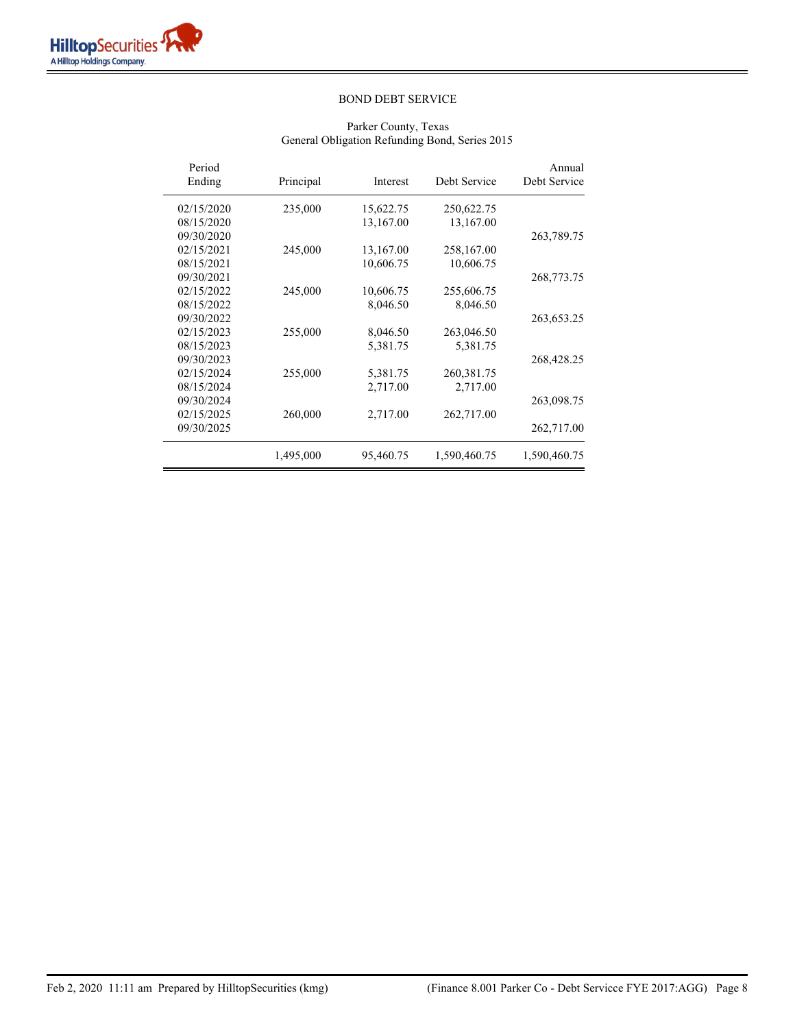## BOND DEBT SERVICE

Parker County, Texas
General Obligation Refunding Bond, Series 2015

| Period Ending | Principal | Interest | Debt Service | Annual Debt Service |
|---|---|---|---|---|
| 02/15/2020 | 235,000 | 15,622.75 | 250,622.75 | |
| 08/15/2020 | | 13,167.00 | 13,167.00 | |
| 09/30/2020 | | | | 263,789.75 |
| 02/15/2021 | 245,000 | 13,167.00 | 258,167.00 | |
| 08/15/2021 | | 10,606.75 | 10,606.75 | |
| 09/30/2021 | | | | 268,773.75 |
| 02/15/2022 | 245,000 | 10,606.75 | 255,606.75 | |
| 08/15/2022 | | 8,046.50 | 8,046.50 | |
| 09/30/2022 | | | | 263,653.25 |
| 02/15/2023 | 255,000 | 8,046.50 | 263,046.50 | |
| 08/15/2023 | | 5,381.75 | 5,381.75 | |
| 09/30/2023 | | | | 268,428.25 |
| 02/15/2024 | 255,000 | 5,381.75 | 260,381.75 | |
| 08/15/2024 | | 2,717.00 | 2,717.00 | |
| 09/30/2024 | | | | 263,098.75 |
| 02/15/2025 | 260,000 | 2,717.00 | 262,717.00 | |
| 09/30/2025 | | | | 262,717.00 |
| | 1,495,000 | 95,460.75 | 1,590,460.75 | 1,590,460.75 |

Feb 2, 2020 11:11 am Prepared by HilltopSecurities (kmg)

(Finance 8.001 Parker Co - Debt Servicce FYE 2017:AGG)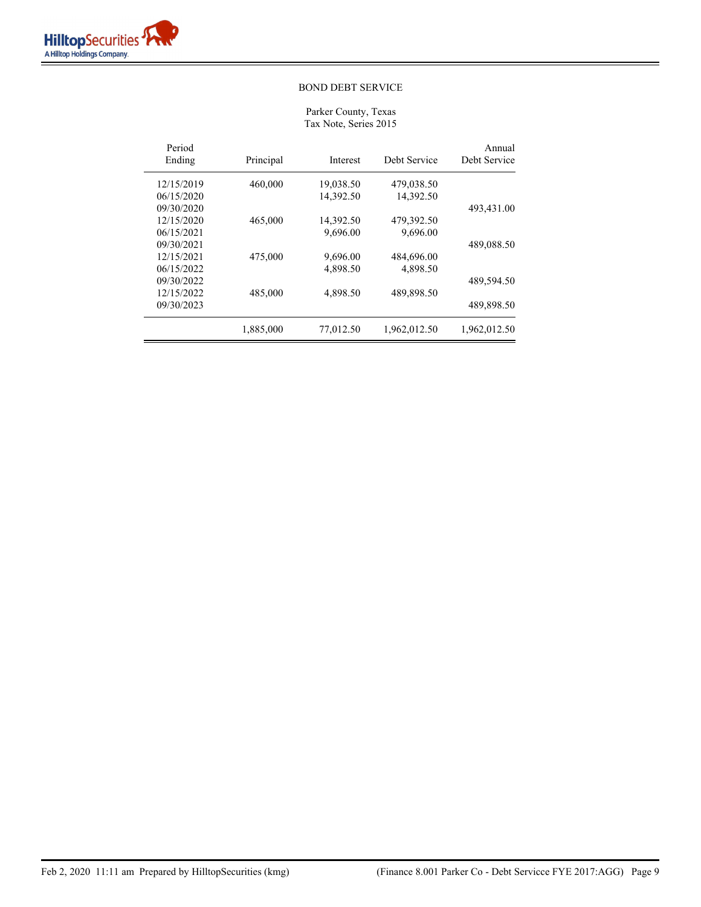# BOND DEBT SERVICE

Parker County, Texas
Tax Note, Series 2015

| Period Ending | Principal | Interest | Debt Service | Annual Debt Service |
|---|---|---|---|---|
| 12/15/2019 | 460,000 | 19,038.50 | 479,038.50 | |
| 06/15/2020 | | 14,392.50 | 14,392.50 | |
| 09/30/2020 | | | | 493,431.00 |
| 12/15/2020 | 465,000 | 14,392.50 | 479,392.50 | |
| 06/15/2021 | | 9,696.00 | 9,696.00 | |
| 09/30/2021 | | | | 489,088.50 |
| 12/15/2021 | 475,000 | 9,696.00 | 484,696.00 | |
| 06/15/2022 | | 4,898.50 | 4,898.50 | |
| 09/30/2022 | | | | 489,594.50 |
| 12/15/2022 | 485,000 | 4,898.50 | 489,898.50 | |
| 09/30/2023 | | | | 489,898.50 |
| | 1,885,000 | 77,012.50 | 1,962,012.50 | 1,962,012.50 |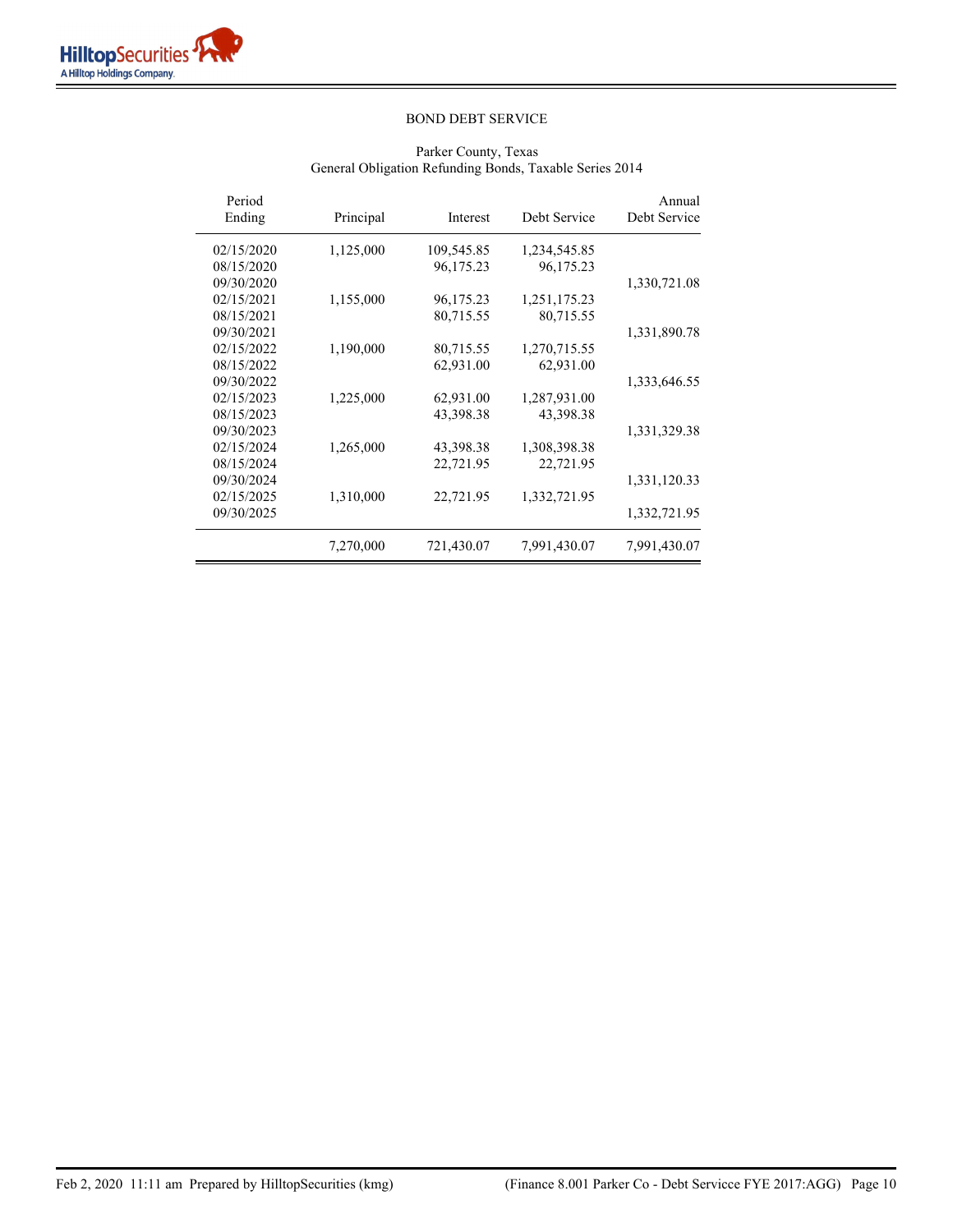## BOND DEBT SERVICE

Parker County, Texas
General Obligation Refunding Bonds, Taxable Series 2014

| Period Ending | Principal | Interest | Debt Service | Annual Debt Service |
|---|---|---|---|---|
| 02/15/2020 | 1,125,000 | 109,545.85 | 1,234,545.85 | |
| 08/15/2020 | | 96,175.23 | 96,175.23 | |
| 09/30/2020 | | | | 1,330,721.08 |
| 02/15/2021 | 1,155,000 | 96,175.23 | 1,251,175.23 | |
| 08/15/2021 | | 80,715.55 | 80,715.55 | |
| 09/30/2021 | | | | 1,331,890.78 |
| 02/15/2022 | 1,190,000 | 80,715.55 | 1,270,715.55 | |
| 08/15/2022 | | 62,931.00 | 62,931.00 | |
| 09/30/2022 | | | | 1,333,646.55 |
| 02/15/2023 | 1,225,000 | 62,931.00 | 1,287,931.00 | |
| 08/15/2023 | | 43,398.38 | 43,398.38 | |
| 09/30/2023 | | | | 1,331,329.38 |
| 02/15/2024 | 1,265,000 | 43,398.38 | 1,308,398.38 | |
| 08/15/2024 | | 22,721.95 | 22,721.95 | |
| 09/30/2024 | | | | 1,331,120.33 |
| 02/15/2025 | 1,310,000 | 22,721.95 | 1,332,721.95 | |
| 09/30/2025 | | | | 1,332,721.95 |
| | 7,270,000 | 721,430.07 | 7,991,430.07 | 7,991,430.07 |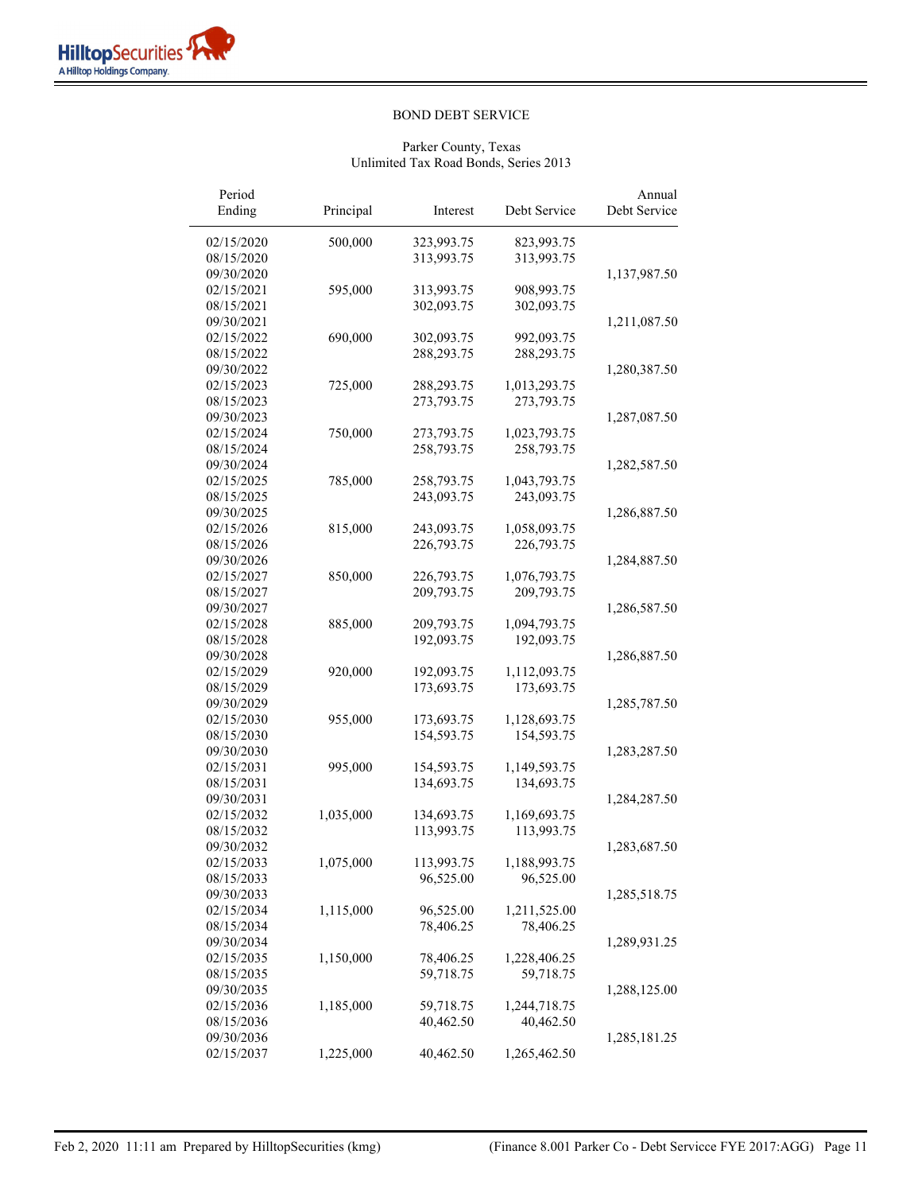BOND DEBT SERVICE

Parker County, Texas
Unlimited Tax Road Bonds, Series 2013

| Period Ending | Principal | Interest | Debt Service | Annual Debt Service |
|---|---|---|---|---|
| 02/15/2020 | 500,000 | 323,993.75 | 823,993.75 | |
| 08/15/2020 | | 313,993.75 | 313,993.75 | |
| 09/30/2020 | | | | 1,137,987.50 |
| 02/15/2021 | 595,000 | 313,993.75 | 908,993.75 | |
| 08/15/2021 | | 302,093.75 | 302,093.75 | |
| 09/30/2021 | | | | 1,211,087.50 |
| 02/15/2022 | 690,000 | 302,093.75 | 992,093.75 | |
| 08/15/2022 | | 288,293.75 | 288,293.75 | |
| 09/30/2022 | | | | 1,280,387.50 |
| 02/15/2023 | 725,000 | 288,293.75 | 1,013,293.75 | |
| 08/15/2023 | | 273,793.75 | 273,793.75 | |
| 09/30/2023 | | | | 1,287,087.50 |
| 02/15/2024 | 750,000 | 273,793.75 | 1,023,793.75 | |
| 08/15/2024 | | 258,793.75 | 258,793.75 | |
| 09/30/2024 | | | | 1,282,587.50 |
| 02/15/2025 | 785,000 | 258,793.75 | 1,043,793.75 | |
| 08/15/2025 | | 243,093.75 | 243,093.75 | |
| 09/30/2025 | | | | 1,286,887.50 |
| 02/15/2026 | 815,000 | 243,093.75 | 1,058,093.75 | |
| 08/15/2026 | | 226,793.75 | 226,793.75 | |
| 09/30/2026 | | | | 1,284,887.50 |
| 02/15/2027 | 850,000 | 226,793.75 | 1,076,793.75 | |
| 08/15/2027 | | 209,793.75 | 209,793.75 | |
| 09/30/2027 | | | | 1,286,587.50 |
| 02/15/2028 | 885,000 | 209,793.75 | 1,094,793.75 | |
| 08/15/2028 | | 192,093.75 | 192,093.75 | |
| 09/30/2028 | | | | 1,286,887.50 |
| 02/15/2029 | 920,000 | 192,093.75 | 1,112,093.75 | |
| 08/15/2029 | | 173,693.75 | 173,693.75 | |
| 09/30/2029 | | | | 1,285,787.50 |
| 02/15/2030 | 955,000 | 173,693.75 | 1,128,693.75 | |
| 08/15/2030 | | 154,593.75 | 154,593.75 | |
| 09/30/2030 | | | | 1,283,287.50 |
| 02/15/2031 | 995,000 | 154,593.75 | 1,149,593.75 | |
| 08/15/2031 | | 134,693.75 | 134,693.75 | |
| 09/30/2031 | | | | 1,284,287.50 |
| 02/15/2032 | 1,035,000 | 134,693.75 | 1,169,693.75 | |
| 08/15/2032 | | 113,993.75 | 113,993.75 | |
| 09/30/2032 | | | | 1,283,687.50 |
| 02/15/2033 | 1,075,000 | 113,993.75 | 1,188,993.75 | |
| 08/15/2033 | | 96,525.00 | 96,525.00 | |
| 09/30/2033 | | | | 1,285,518.75 |
| 02/15/2034 | 1,115,000 | 96,525.00 | 1,211,525.00 | |
| 08/15/2034 | | 78,406.25 | 78,406.25 | |
| 09/30/2034 | | | | 1,289,931.25 |
| 02/15/2035 | 1,150,000 | 78,406.25 | 1,228,406.25 | |
| 08/15/2035 | | 59,718.75 | 59,718.75 | |
| 09/30/2035 | | | | 1,288,125.00 |
| 02/15/2036 | 1,185,000 | 59,718.75 | 1,244,718.75 | |
| 08/15/2036 | | 40,462.50 | 40,462.50 | |
| 09/30/2036 | | | | 1,285,181.25 |
| 02/15/2037 | 1,225,000 | 40,462.50 | 1,265,462.50 | |

Feb 2, 2020 11:11 am Prepared by HilltopSecurities (kmg) (Finance 8.001 Parker Co - Debt Servicce FYE 2017:AGG)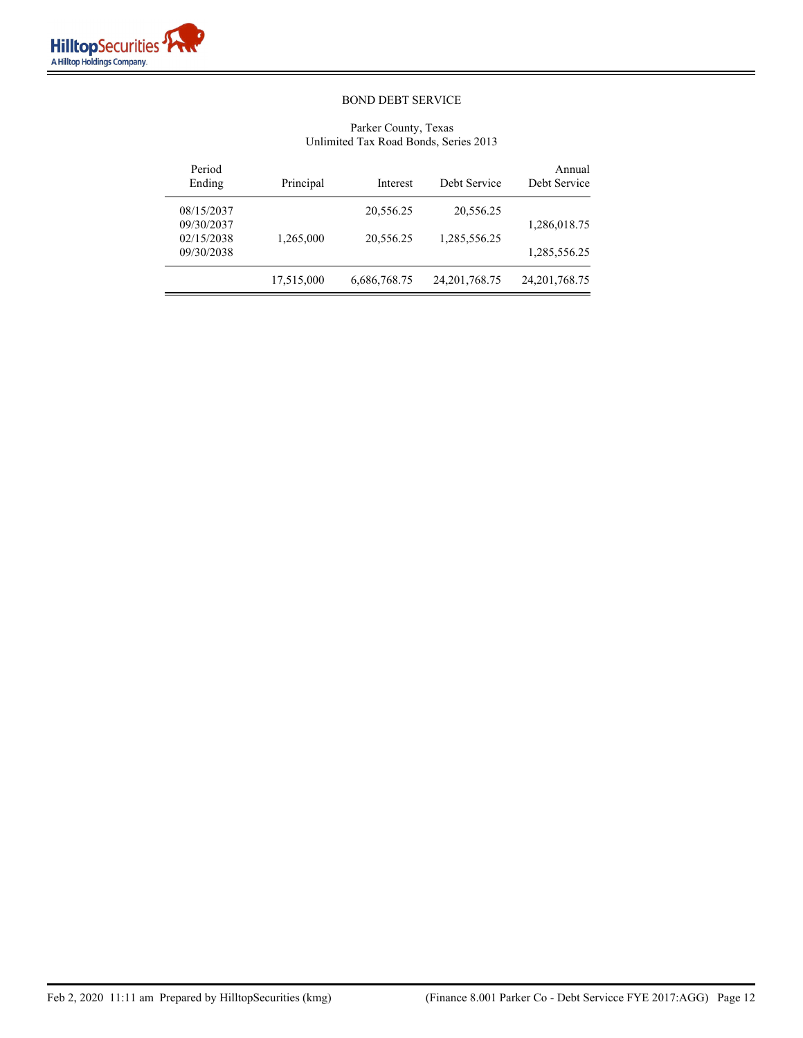BOND DEBT SERVICE

Parker County, Texas
Unlimited Tax Road Bonds, Series 2013

| Period Ending | Principal | Interest | Debt Service | Annual Debt Service |
|---|---|---|---|---|
| 08/15/2037 | | 20,556.25 | 20,556.25 | |
| 09/30/2037 | | | | 1,286,018.75 |
| 02/15/2038 | 1,265,000 | 20,556.25 | 1,285,556.25 | |
| 09/30/2038 | | | | 1,285,556.25 |
| | 17,515,000 | 6,686,768.75 | 24,201,768.75 | 24,201,768.75 |

Feb 2, 2020 11:11 am Prepared by HilltopSecurities (kmg) (Finance 8.001 Parker Co - Debt Servicce FYE 2017:AGG)